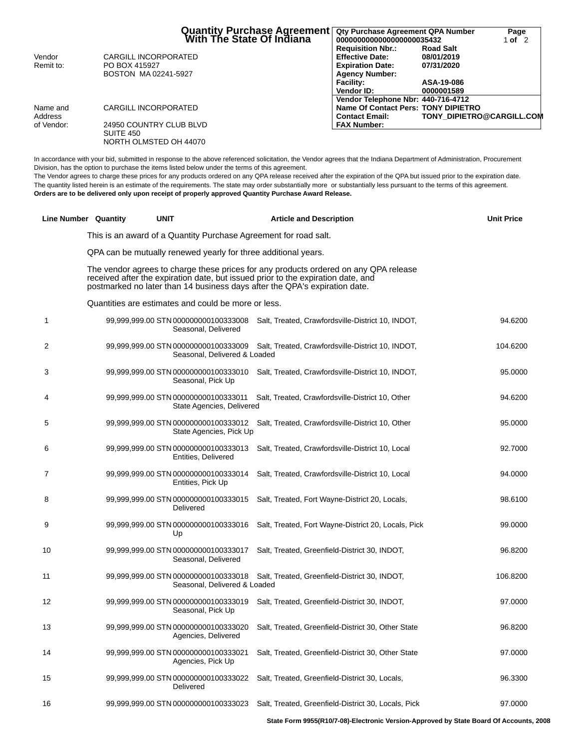# Quantity Purchase Agreement With The State Of Indiana

| | |
|---|---|
| Vendor Remit to: | CARGILL INCORPORATED<br>PO BOX 415927<br>BOSTON MA 02241-5927 |
| Name and Address of Vendor: | CARGILL INCORPORATED<br>24950 COUNTRY CLUB BLVD<br>SUITE 450<br>NORTH OLMSTED OH 44070 |

| | | |
|---|---|---|
| **Qty Purchase Agreement QPA Number** | | **Page** |
| **0000000000000000000035432** | | **1 of 2** |
| **Requisition Nbr.:** | **Road Salt** | |
| **Effective Date:** | **08/01/2019** | |
| **Expiration Date:** | **07/31/2020** | |
| **Agency Number:** | | |
| **Facility:** | **ASA-19-086** | |
| **Vendor ID:** | **0000001589** | |
| **Vendor Telephone Nbr:** | **440-716-4712** | |
| **Name Of Contact Pers:** | **TONY DIPIETRO** | |
| **Contact Email:** | **TONY_DIPIETRO@CARGILL.COM** | |
| **FAX Number:** | | |

In accordance with your bid, submitted in response to the above referenced solicitation, the Vendor agrees that the Indiana Department of Administration, Procurement Division, has the option to purchase the items listed below under the terms of this agreement.
The Vendor agrees to charge these prices for any products ordered on any QPA release received after the expiration of the QPA but issued prior to the expiration date.
The quantity listed herein is an estimate of the requirements. The state may order substantially more or substantially less pursuant to the terms of this agreement.
**Orders are to be delivered only upon receipt of properly approved Quantity Purchase Award Release.**

| Line Number | Quantity | UNIT | Article and Description | Unit Price |
|---|---|---|---|---|
| | | | This is an award of a Quantity Purchase Agreement for road salt. | |
| | | | QPA can be mutually renewed yearly for three additional years. | |
| | | | The vendor agrees to charge these prices for any products ordered on any QPA release received after the expiration date, but issued prior to the expiration date, and postmarked no later than 14 business days after the QPA's expiration date. | |
| | | | Quantities are estimates and could be more or less. | |
| 1 | 99,999,999.00 | STN | 000000000100333008 Salt, Treated, Crawfordsville-District 10, INDOT, Seasonal, Delivered | 94.6200 |
| 2 | 99,999,999.00 | STN | 000000000100333009 Salt, Treated, Crawfordsville-District 10, INDOT, Seasonal, Delivered & Loaded | 104.6200 |
| 3 | 99,999,999.00 | STN | 000000000100333010 Salt, Treated, Crawfordsville-District 10, INDOT, Seasonal, Pick Up | 95.0000 |
| 4 | 99,999,999.00 | STN | 000000000100333011 Salt, Treated, Crawfordsville-District 10, Other State Agencies, Delivered | 94.6200 |
| 5 | 99,999,999.00 | STN | 000000000100333012 Salt, Treated, Crawfordsville-District 10, Other State Agencies, Pick Up | 95.0000 |
| 6 | 99,999,999.00 | STN | 000000000100333013 Salt, Treated, Crawfordsville-District 10, Local Entities, Delivered | 92.7000 |
| 7 | 99,999,999.00 | STN | 000000000100333014 Salt, Treated, Crawfordsville-District 10, Local Entities, Pick Up | 94.0000 |
| 8 | 99,999,999.00 | STN | 000000000100333015 Salt, Treated, Fort Wayne-District 20, Locals, Delivered | 98.6100 |
| 9 | 99,999,999.00 | STN | 000000000100333016 Salt, Treated, Fort Wayne-District 20, Locals, Pick Up | 99.0000 |
| 10 | 99,999,999.00 | STN | 000000000100333017 Salt, Treated, Greenfield-District 30, INDOT, Seasonal, Delivered | 96.8200 |
| 11 | 99,999,999.00 | STN | 000000000100333018 Salt, Treated, Greenfield-District 30, INDOT, Seasonal, Delivered & Loaded | 106.8200 |
| 12 | 99,999,999.00 | STN | 000000000100333019 Salt, Treated, Greenfield-District 30, INDOT, Seasonal, Pick Up | 97.0000 |
| 13 | 99,999,999.00 | STN | 000000000100333020 Salt, Treated, Greenfield-District 30, Other State Agencies, Delivered | 96.8200 |
| 14 | 99,999,999.00 | STN | 000000000100333021 Salt, Treated, Greenfield-District 30, Other State Agencies, Pick Up | 97.0000 |
| 15 | 99,999,999.00 | STN | 000000000100333022 Salt, Treated, Greenfield-District 30, Locals, Delivered | 96.3300 |
| 16 | 99,999,999.00 | STN | 000000000100333023 Salt, Treated, Greenfield-District 30, Locals, Pick | 97.0000 |

**State Form 9955(R10/7-08)-Electronic Version-Approved by State Board Of Accounts, 2008**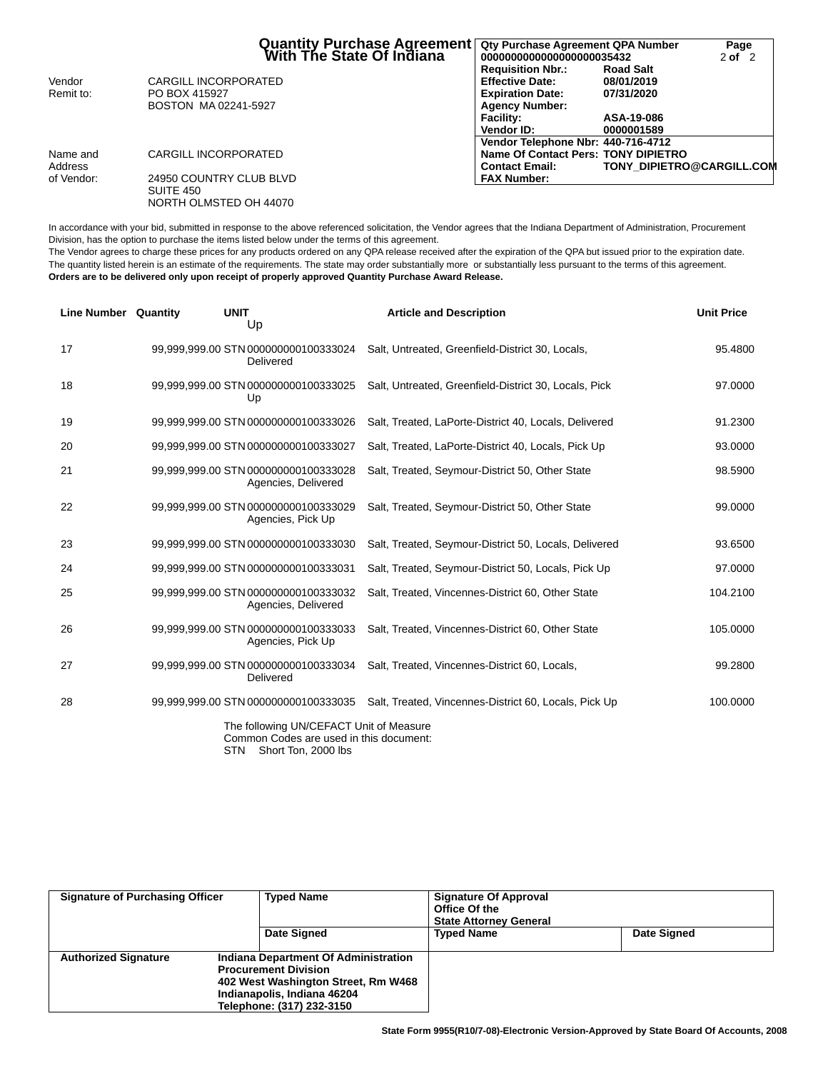# Quantity Purchase Agreement With The State Of Indiana

| Qty Purchase Agreement QPA Number | |
|---|---|
| 0000000000000000000035432 | |
| Requisition Nbr.: | Road Salt |
| Effective Date: | 08/01/2019 |
| Expiration Date: | 07/31/2020 |
| Agency Number: | |
| Facility: | ASA-19-086 |
| Vendor ID: | 0000001589 |
| Vendor Telephone Nbr: | 440-716-4712 |
| Name Of Contact Pers: | TONY DIPIETRO |
| Contact Email: | TONY_DIPIETRO@CARGILL.COM |
| FAX Number: | |

Vendor Remit to: CARGILL INCORPORATED
PO BOX 415927
BOSTON MA 02241-5927

Name and Address of Vendor: CARGILL INCORPORATED
24950 COUNTRY CLUB BLVD
SUITE 450
NORTH OLMSTED OH 44070

In accordance with your bid, submitted in response to the above referenced solicitation, the Vendor agrees that the Indiana Department of Administration, Procurement Division, has the option to purchase the items listed below under the terms of this agreement.
The Vendor agrees to charge these prices for any products ordered on any QPA release received after the expiration of the QPA but issued prior to the expiration date.
The quantity listed herein is an estimate of the requirements. The state may order substantially more or substantially less pursuant to the terms of this agreement.
**Orders are to be delivered only upon receipt of properly approved Quantity Purchase Award Release.**

| Line Number | Quantity | UNIT | Article and Description | Unit Price |
|---|---|---|---|---|
| | | | Up | |
| 17 | 99,999,999.00 | STN | 000000000100333024 Salt, Untreated, Greenfield-District 30, Locals, Delivered | 95.4800 |
| 18 | 99,999,999.00 | STN | 000000000100333025 Salt, Untreated, Greenfield-District 30, Locals, Pick Up | 97.0000 |
| 19 | 99,999,999.00 | STN | 000000000100333026 Salt, Treated, LaPorte-District 40, Locals, Delivered | 91.2300 |
| 20 | 99,999,999.00 | STN | 000000000100333027 Salt, Treated, LaPorte-District 40, Locals, Pick Up | 93.0000 |
| 21 | 99,999,999.00 | STN | 000000000100333028 Salt, Treated, Seymour-District 50, Other State Agencies, Delivered | 98.5900 |
| 22 | 99,999,999.00 | STN | 000000000100333029 Salt, Treated, Seymour-District 50, Other State Agencies, Pick Up | 99.0000 |
| 23 | 99,999,999.00 | STN | 000000000100333030 Salt, Treated, Seymour-District 50, Locals, Delivered | 93.6500 |
| 24 | 99,999,999.00 | STN | 000000000100333031 Salt, Treated, Seymour-District 50, Locals, Pick Up | 97.0000 |
| 25 | 99,999,999.00 | STN | 000000000100333032 Salt, Treated, Vincennes-District 60, Other State Agencies, Delivered | 104.2100 |
| 26 | 99,999,999.00 | STN | 000000000100333033 Salt, Treated, Vincennes-District 60, Other State Agencies, Pick Up | 105.0000 |
| 27 | 99,999,999.00 | STN | 000000000100333034 Salt, Treated, Vincennes-District 60, Locals, Delivered | 99.2800 |
| 28 | 99,999,999.00 | STN | 000000000100333035 Salt, Treated, Vincennes-District 60, Locals, Pick Up | 100.0000 |

The following UN/CEFACT Unit of Measure Common Codes are used in this document:
STN Short Ton, 2000 lbs

| Signature of Purchasing Officer | Typed Name | Signature Of Approval Office Of the State Attorney General | |
|---|---|---|---|
| | Date Signed | Typed Name | Date Signed |
| Authorized Signature | Indiana Department Of Administration Procurement Division 402 West Washington Street, Rm W468 Indianapolis, Indiana 46204 Telephone: (317) 232-3150 | | |

State Form 9955(R10/7-08)-Electronic Version-Approved by State Board Of Accounts, 2008